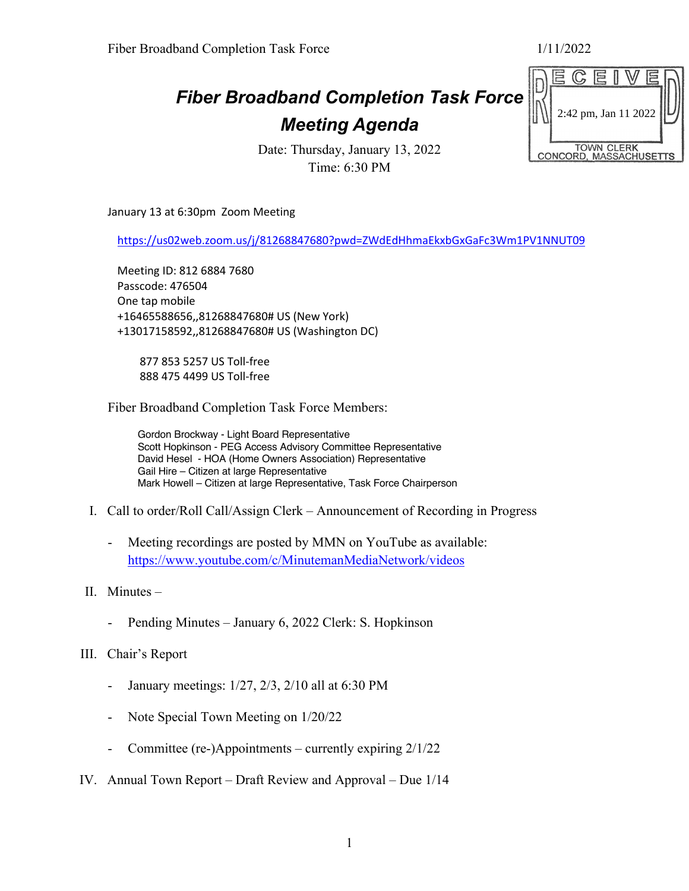# *Fiber Broadband Completion Task Force*
# *Meeting Agenda*

RECEIVED
2:42 pm, Jan 11 2022
TOWN CLERK
CONCORD, MASSACHUSETTS

Date: Thursday, January 13, 2022
Time: 6:30 PM

January 13 at 6:30pm Zoom Meeting

https://us02web.zoom.us/j/81268847680?pwd=ZWdEdHhmaEkxbGxGaFc3Wm1PV1NNUT09

Meeting ID: 812 6884 7680
Passcode: 476504
One tap mobile
+16465588656,,81268847680# US (New York)
+13017158592,,81268847680# US (Washington DC)

877 853 5257 US Toll-free
888 475 4499 US Toll-free

Fiber Broadband Completion Task Force Members:

Gordon Brockway - Light Board Representative
Scott Hopkinson - PEG Access Advisory Committee Representative
David Hesel - HOA (Home Owners Association) Representative
Gail Hire – Citizen at large Representative
Mark Howell – Citizen at large Representative, Task Force Chairperson

I. Call to order/Roll Call/Assign Clerk – Announcement of Recording in Progress
   - Meeting recordings are posted by MMN on YouTube as available: https://www.youtube.com/c/MinutemanMediaNetwork/videos

II. Minutes –
   - Pending Minutes – January 6, 2022 Clerk: S. Hopkinson

III. Chair's Report
   - January meetings: 1/27, 2/3, 2/10 all at 6:30 PM
   - Note Special Town Meeting on 1/20/22
   - Committee (re-)Appointments – currently expiring 2/1/22

IV. Annual Town Report – Draft Review and Approval – Due 1/14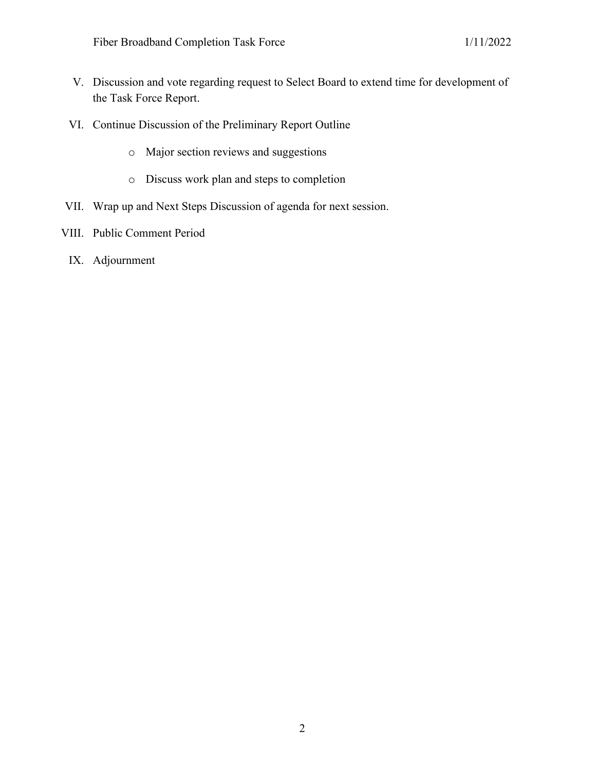V. Discussion and vote regarding request to Select Board to extend time for development of the Task Force Report.

VI. Continue Discussion of the Preliminary Report Outline

   - Major section reviews and suggestions
   - Discuss work plan and steps to completion

VII. Wrap up and Next Steps Discussion of agenda for next session.

VIII. Public Comment Period

IX. Adjournment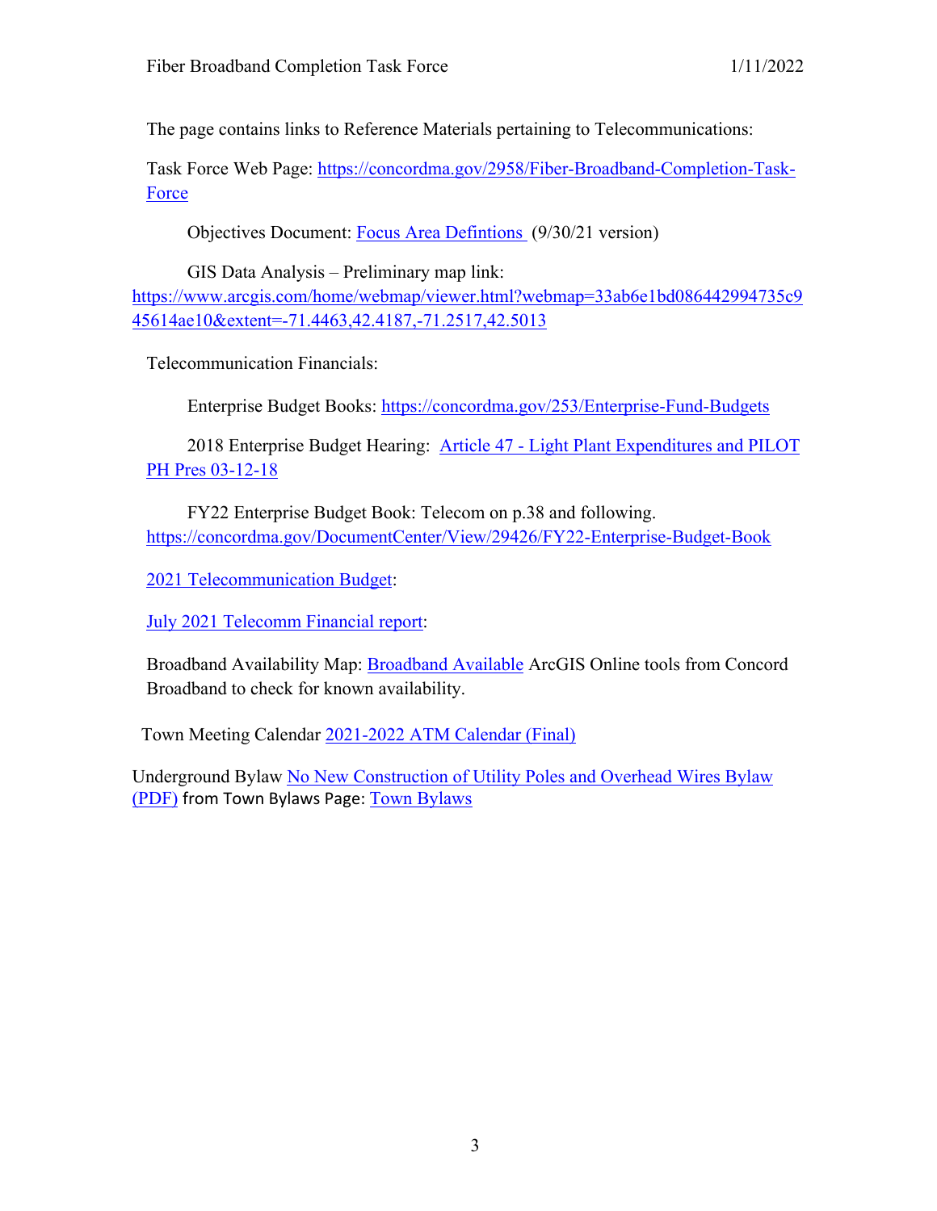The page contains links to Reference Materials pertaining to Telecommunications:

Task Force Web Page: https://concordma.gov/2958/Fiber-Broadband-Completion-Task-Force

Objectives Document: Focus Area Defintions (9/30/21 version)

GIS Data Analysis – Preliminary map link: https://www.arcgis.com/home/webmap/viewer.html?webmap=33ab6e1bd086442994735c945614ae10&extent=-71.4463,42.4187,-71.2517,42.5013

Telecommunication Financials:

Enterprise Budget Books: https://concordma.gov/253/Enterprise-Fund-Budgets

2018 Enterprise Budget Hearing: Article 47 - Light Plant Expenditures and PILOT PH Pres 03-12-18

FY22 Enterprise Budget Book: Telecom on p.38 and following. https://concordma.gov/DocumentCenter/View/29426/FY22-Enterprise-Budget-Book

2021 Telecommunication Budget:

July 2021 Telecomm Financial report:

Broadband Availability Map: Broadband Available ArcGIS Online tools from Concord Broadband to check for known availability.

Town Meeting Calendar 2021-2022 ATM Calendar (Final)

Underground Bylaw No New Construction of Utility Poles and Overhead Wires Bylaw (PDF) from Town Bylaws Page: Town Bylaws